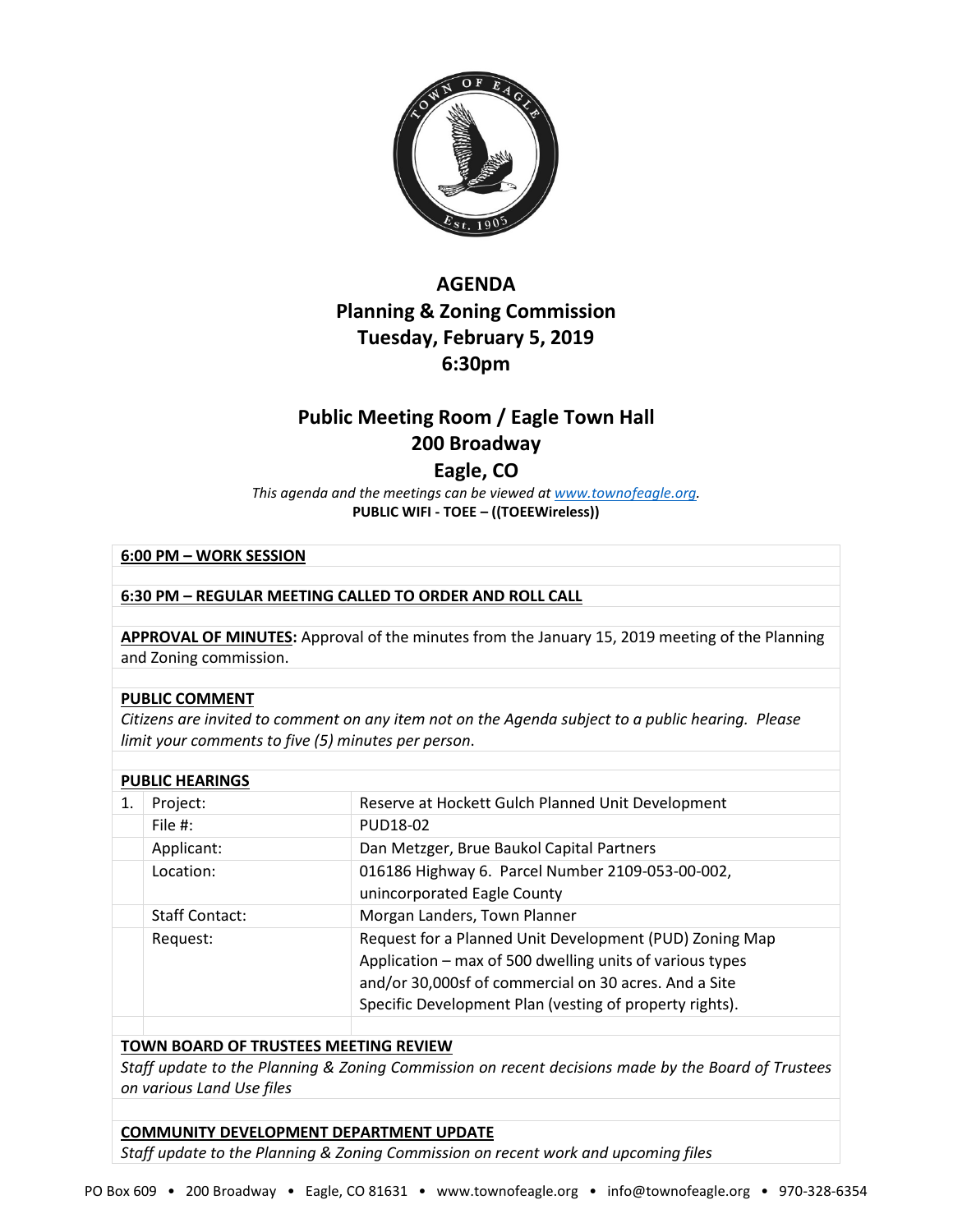# AGENDA
# Planning & Zoning Commission
# Tuesday, February 5, 2019
# 6:30pm

## Public Meeting Room / Eagle Town Hall
## 200 Broadway
## Eagle, CO

*This agenda and the meetings can be viewed at [www.townofeagle.org](www.townofeagle.org).*

**PUBLIC WIFI - TOEE – ((TOEEWireless))**

**6:00 PM – WORK SESSION**

**6:30 PM – REGULAR MEETING CALLED TO ORDER AND ROLL CALL**

**APPROVAL OF MINUTES:** Approval of the minutes from the January 15, 2019 meeting of the Planning and Zoning commission.

**PUBLIC COMMENT**

*Citizens are invited to comment on any item not on the Agenda subject to a public hearing. Please limit your comments to five (5) minutes per person.*

**PUBLIC HEARINGS**

| | | |
|---|---|---|
| 1. | Project: | Reserve at Hockett Gulch Planned Unit Development |
| | File #: | PUD18-02 |
| | Applicant: | Dan Metzger, Brue Baukol Capital Partners |
| | Location: | 016186 Highway 6. Parcel Number 2109-053-00-002, unincorporated Eagle County |
| | Staff Contact: | Morgan Landers, Town Planner |
| | Request: | Request for a Planned Unit Development (PUD) Zoning Map Application – max of 500 dwelling units of various types and/or 30,000sf of commercial on 30 acres. And a Site Specific Development Plan (vesting of property rights). |

**TOWN BOARD OF TRUSTEES MEETING REVIEW**

*Staff update to the Planning & Zoning Commission on recent decisions made by the Board of Trustees on various Land Use files*

**COMMUNITY DEVELOPMENT DEPARTMENT UPDATE**

*Staff update to the Planning & Zoning Commission on recent work and upcoming files*

PO Box 609 • 200 Broadway • Eagle, CO 81631 • www.townofeagle.org • info@townofeagle.org • 970-328-6354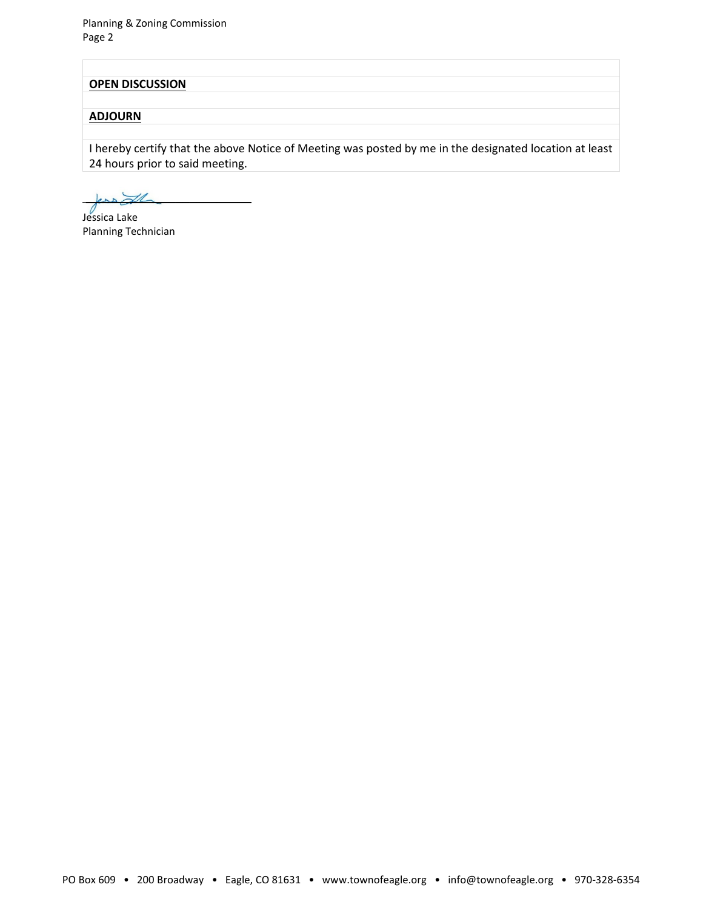**OPEN DISCUSSION**

**ADJOURN**

I hereby certify that the above Notice of Meeting was posted by me in the designated location at least 24 hours prior to said meeting.

Jessica Lake
Planning Technician